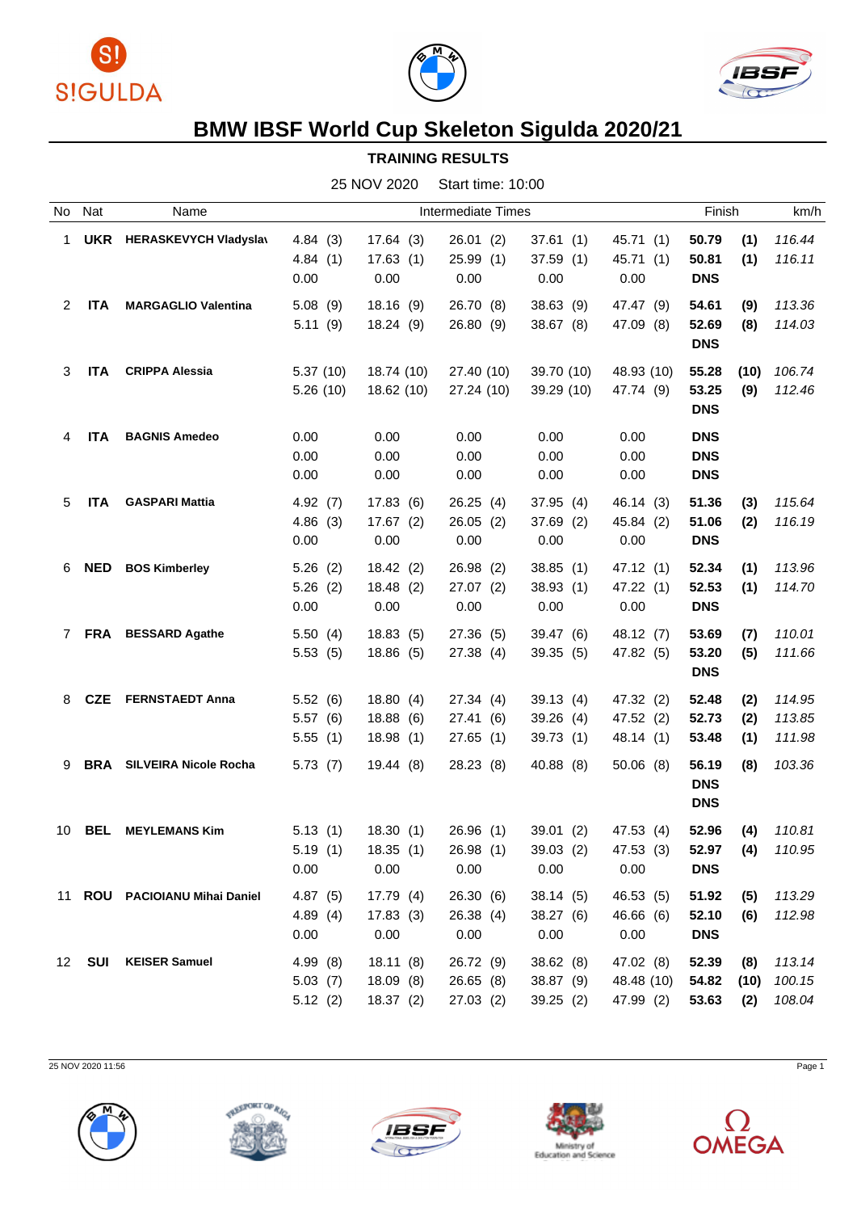# BMW IBSF World Cup Skeleton Sigulda 2020/21

## TRAINING RESULTS

25 NOV 2020   Start time: 10:00

| No | Nat | Name | Intermediate Times | | | | | Finish | | km/h |
|---|---|---|---|---|---|---|---|---|---|---|
| 1 | **UKR** | **HERASKEVYCH Vladyslav** | 4.84 (3) | 17.64 (3) | 26.01 (2) | 37.61 (1) | 45.71 (1) | **50.79** | **(1)** | *116.44* |
| | | | 4.84 (1) | 17.63 (1) | 25.99 (1) | 37.59 (1) | 45.71 (1) | **50.81** | **(1)** | *116.11* |
| | | | 0.00 | 0.00 | 0.00 | 0.00 | 0.00 | **DNS** | | |
| 2 | **ITA** | **MARGAGLIO Valentina** | 5.08 (9) | 18.16 (9) | 26.70 (8) | 38.63 (9) | 47.47 (9) | **54.61** | **(9)** | *113.36* |
| | | | 5.11 (9) | 18.24 (9) | 26.80 (9) | 38.67 (8) | 47.09 (8) | **52.69** | **(8)** | *114.03* |
| | | | | | | | | **DNS** | | |
| 3 | **ITA** | **CRIPPA Alessia** | 5.37 (10) | 18.74 (10) | 27.40 (10) | 39.70 (10) | 48.93 (10) | **55.28** | **(10)** | *106.74* |
| | | | 5.26 (10) | 18.62 (10) | 27.24 (10) | 39.29 (10) | 47.74 (9) | **53.25** | **(9)** | *112.46* |
| | | | | | | | | **DNS** | | |
| 4 | **ITA** | **BAGNIS Amedeo** | 0.00 | 0.00 | 0.00 | 0.00 | 0.00 | **DNS** | | |
| | | | 0.00 | 0.00 | 0.00 | 0.00 | 0.00 | **DNS** | | |
| | | | 0.00 | 0.00 | 0.00 | 0.00 | 0.00 | **DNS** | | |
| 5 | **ITA** | **GASPARI Mattia** | 4.92 (7) | 17.83 (6) | 26.25 (4) | 37.95 (4) | 46.14 (3) | **51.36** | **(3)** | *115.64* |
| | | | 4.86 (3) | 17.67 (2) | 26.05 (2) | 37.69 (2) | 45.84 (2) | **51.06** | **(2)** | *116.19* |
| | | | 0.00 | 0.00 | 0.00 | 0.00 | 0.00 | **DNS** | | |
| 6 | **NED** | **BOS Kimberley** | 5.26 (2) | 18.42 (2) | 26.98 (2) | 38.85 (1) | 47.12 (1) | **52.34** | **(1)** | *113.96* |
| | | | 5.26 (2) | 18.48 (2) | 27.07 (2) | 38.93 (1) | 47.22 (1) | **52.53** | **(1)** | *114.70* |
| | | | 0.00 | 0.00 | 0.00 | 0.00 | 0.00 | **DNS** | | |
| 7 | **FRA** | **BESSARD Agathe** | 5.50 (4) | 18.83 (5) | 27.36 (5) | 39.47 (6) | 48.12 (7) | **53.69** | **(7)** | *110.01* |
| | | | 5.53 (5) | 18.86 (5) | 27.38 (4) | 39.35 (5) | 47.82 (5) | **53.20** | **(5)** | *111.66* |
| | | | | | | | | **DNS** | | |
| 8 | **CZE** | **FERNSTAEDT Anna** | 5.52 (6) | 18.80 (4) | 27.34 (4) | 39.13 (4) | 47.32 (2) | **52.48** | **(2)** | *114.95* |
| | | | 5.57 (6) | 18.88 (6) | 27.41 (6) | 39.26 (4) | 47.52 (2) | **52.73** | **(2)** | *113.85* |
| | | | 5.55 (1) | 18.98 (1) | 27.65 (1) | 39.73 (1) | 48.14 (1) | **53.48** | **(1)** | *111.98* |
| 9 | **BRA** | **SILVEIRA Nicole Rocha** | 5.73 (7) | 19.44 (8) | 28.23 (8) | 40.88 (8) | 50.06 (8) | **56.19** | **(8)** | *103.36* |
| | | | | | | | | **DNS** | | |
| | | | | | | | | **DNS** | | |
| 10 | **BEL** | **MEYLEMANS Kim** | 5.13 (1) | 18.30 (1) | 26.96 (1) | 39.01 (2) | 47.53 (4) | **52.96** | **(4)** | *110.81* |
| | | | 5.19 (1) | 18.35 (1) | 26.98 (1) | 39.03 (2) | 47.53 (3) | **52.97** | **(4)** | *110.95* |
| | | | 0.00 | 0.00 | 0.00 | 0.00 | 0.00 | **DNS** | | |
| 11 | **ROU** | **PACIOIANU Mihai Daniel** | 4.87 (5) | 17.79 (4) | 26.30 (6) | 38.14 (5) | 46.53 (5) | **51.92** | **(5)** | *113.29* |
| | | | 4.89 (4) | 17.83 (3) | 26.38 (4) | 38.27 (6) | 46.66 (6) | **52.10** | **(6)** | *112.98* |
| | | | 0.00 | 0.00 | 0.00 | 0.00 | 0.00 | **DNS** | | |
| 12 | **SUI** | **KEISER Samuel** | 4.99 (8) | 18.11 (8) | 26.72 (9) | 38.62 (8) | 47.02 (8) | **52.39** | **(8)** | *113.14* |
| | | | 5.03 (7) | 18.09 (8) | 26.65 (8) | 38.87 (9) | 48.48 (10) | **54.82** | **(10)** | *100.15* |
| | | | 5.12 (2) | 18.37 (2) | 27.03 (2) | 39.25 (2) | 47.99 (2) | **53.63** | **(2)** | *108.04* |

25 NOV 2020 11:56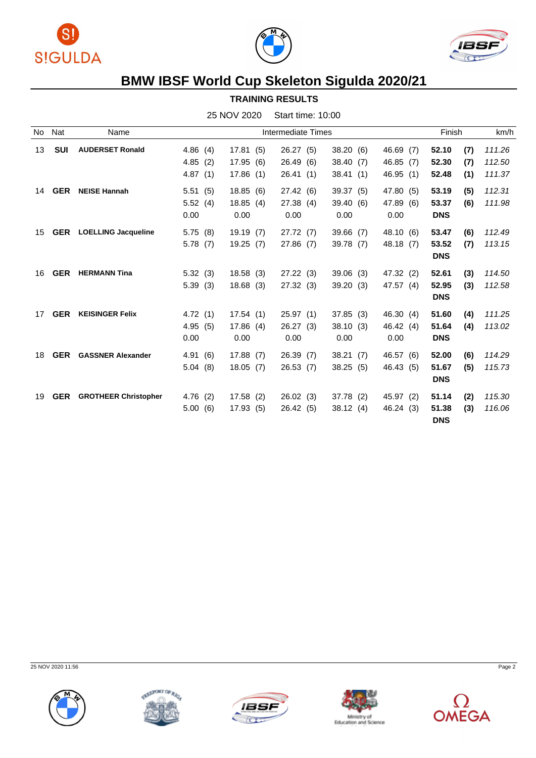# BMW IBSF World Cup Skeleton Sigulda 2020/21

**TRAINING RESULTS**

25 NOV 2020    Start time: 10:00

| No | Nat | Name | Intermediate Times | | | | | Finish | | km/h |
|---|---|---|---|---|---|---|---|---|---|---|
| 13 | **SUI** | **AUDERSET Ronald** | 4.86 (4) | 17.81 (5) | 26.27 (5) | 38.20 (6) | 46.69 (7) | **52.10** | **(7)** | *111.26* |
| | | | 4.85 (2) | 17.95 (6) | 26.49 (6) | 38.40 (7) | 46.85 (7) | **52.30** | **(7)** | *112.50* |
| | | | 4.87 (1) | 17.86 (1) | 26.41 (1) | 38.41 (1) | 46.95 (1) | **52.48** | **(1)** | *111.37* |
| 14 | **GER** | **NEISE Hannah** | 5.51 (5) | 18.85 (6) | 27.42 (6) | 39.37 (5) | 47.80 (5) | **53.19** | **(5)** | *112.31* |
| | | | 5.52 (4) | 18.85 (4) | 27.38 (4) | 39.40 (6) | 47.89 (6) | **53.37** | **(6)** | *111.98* |
| | | | 0.00 | 0.00 | 0.00 | 0.00 | 0.00 | **DNS** | | |
| 15 | **GER** | **LOELLING Jacqueline** | 5.75 (8) | 19.19 (7) | 27.72 (7) | 39.66 (7) | 48.10 (6) | **53.47** | **(6)** | *112.49* |
| | | | 5.78 (7) | 19.25 (7) | 27.86 (7) | 39.78 (7) | 48.18 (7) | **53.52** | **(7)** | *113.15* |
| | | | | | | | | **DNS** | | |
| 16 | **GER** | **HERMANN Tina** | 5.32 (3) | 18.58 (3) | 27.22 (3) | 39.06 (3) | 47.32 (2) | **52.61** | **(3)** | *114.50* |
| | | | 5.39 (3) | 18.68 (3) | 27.32 (3) | 39.20 (3) | 47.57 (4) | **52.95** | **(3)** | *112.58* |
| | | | | | | | | **DNS** | | |
| 17 | **GER** | **KEISINGER Felix** | 4.72 (1) | 17.54 (1) | 25.97 (1) | 37.85 (3) | 46.30 (4) | **51.60** | **(4)** | *111.25* |
| | | | 4.95 (5) | 17.86 (4) | 26.27 (3) | 38.10 (3) | 46.42 (4) | **51.64** | **(4)** | *113.02* |
| | | | 0.00 | 0.00 | 0.00 | 0.00 | 0.00 | **DNS** | | |
| 18 | **GER** | **GASSNER Alexander** | 4.91 (6) | 17.88 (7) | 26.39 (7) | 38.21 (7) | 46.57 (6) | **52.00** | **(6)** | *114.29* |
| | | | 5.04 (8) | 18.05 (7) | 26.53 (7) | 38.25 (5) | 46.43 (5) | **51.67** | **(5)** | *115.73* |
| | | | | | | | | **DNS** | | |
| 19 | **GER** | **GROTHEER Christopher** | 4.76 (2) | 17.58 (2) | 26.02 (3) | 37.78 (2) | 45.97 (2) | **51.14** | **(2)** | *115.30* |
| | | | 5.00 (6) | 17.93 (5) | 26.42 (5) | 38.12 (4) | 46.24 (3) | **51.38** | **(3)** | *116.06* |
| | | | | | | | | **DNS** | | |

25 NOV 2020 11:56